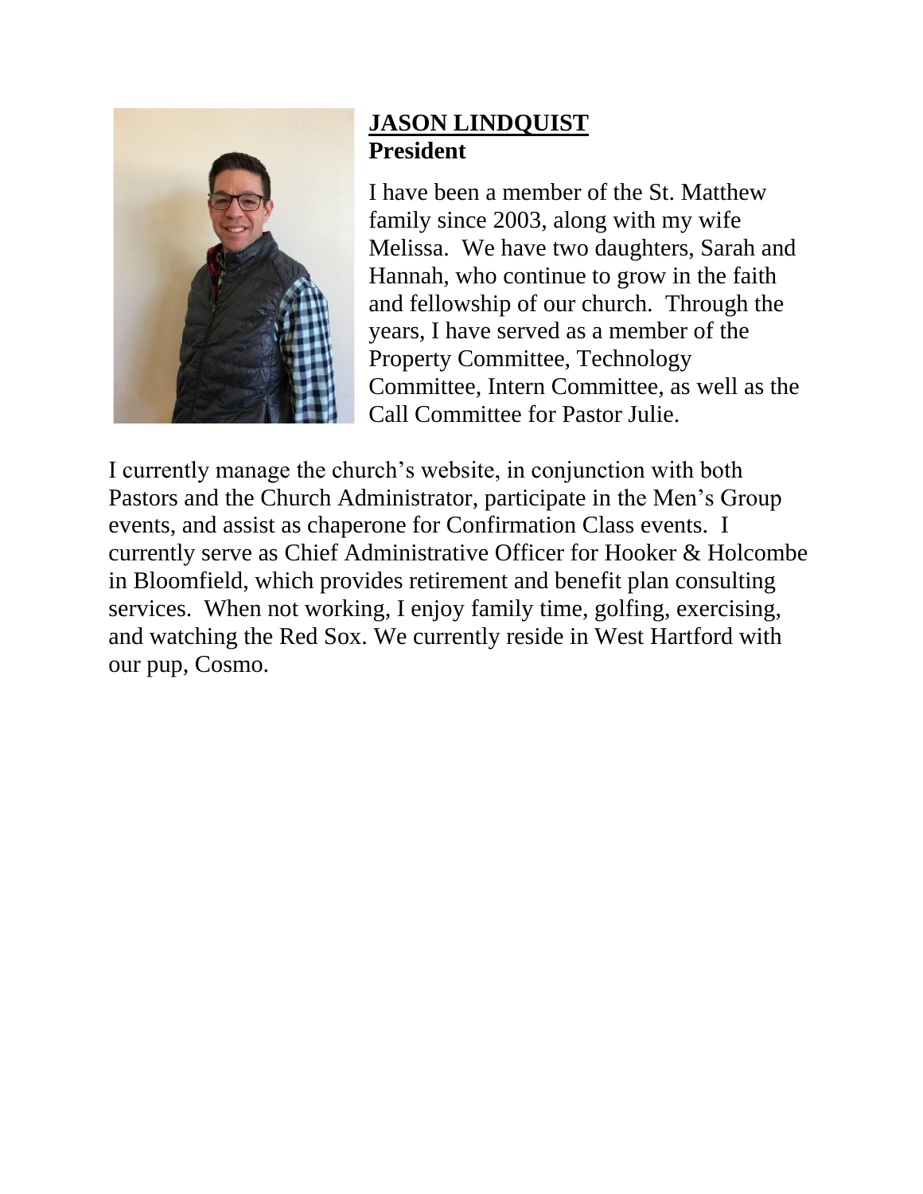**JASON LINDQUIST**
**President**

I have been a member of the St. Matthew family since 2003, along with my wife Melissa. We have two daughters, Sarah and Hannah, who continue to grow in the faith and fellowship of our church. Through the years, I have served as a member of the Property Committee, Technology Committee, Intern Committee, as well as the Call Committee for Pastor Julie.

I currently manage the church's website, in conjunction with both Pastors and the Church Administrator, participate in the Men's Group events, and assist as chaperone for Confirmation Class events. I currently serve as Chief Administrative Officer for Hooker & Holcombe in Bloomfield, which provides retirement and benefit plan consulting services. When not working, I enjoy family time, golfing, exercising, and watching the Red Sox. We currently reside in West Hartford with our pup, Cosmo.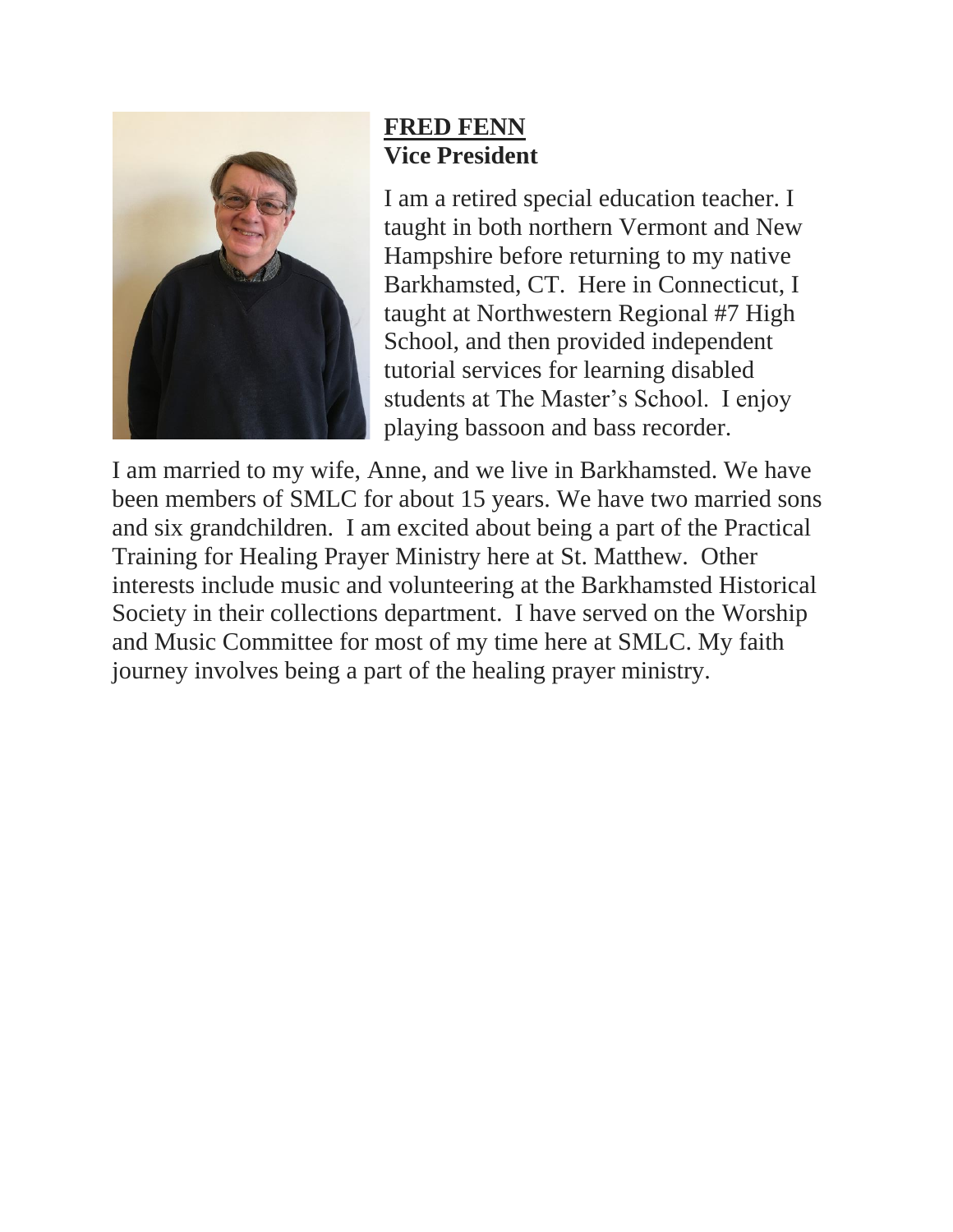**FRED FENN**
**Vice President**

I am a retired special education teacher. I taught in both northern Vermont and New Hampshire before returning to my native Barkhamsted, CT. Here in Connecticut, I taught at Northwestern Regional #7 High School, and then provided independent tutorial services for learning disabled students at The Master's School. I enjoy playing bassoon and bass recorder.

I am married to my wife, Anne, and we live in Barkhamsted. We have been members of SMLC for about 15 years. We have two married sons and six grandchildren. I am excited about being a part of the Practical Training for Healing Prayer Ministry here at St. Matthew. Other interests include music and volunteering at the Barkhamsted Historical Society in their collections department. I have served on the Worship and Music Committee for most of my time here at SMLC. My faith journey involves being a part of the healing prayer ministry.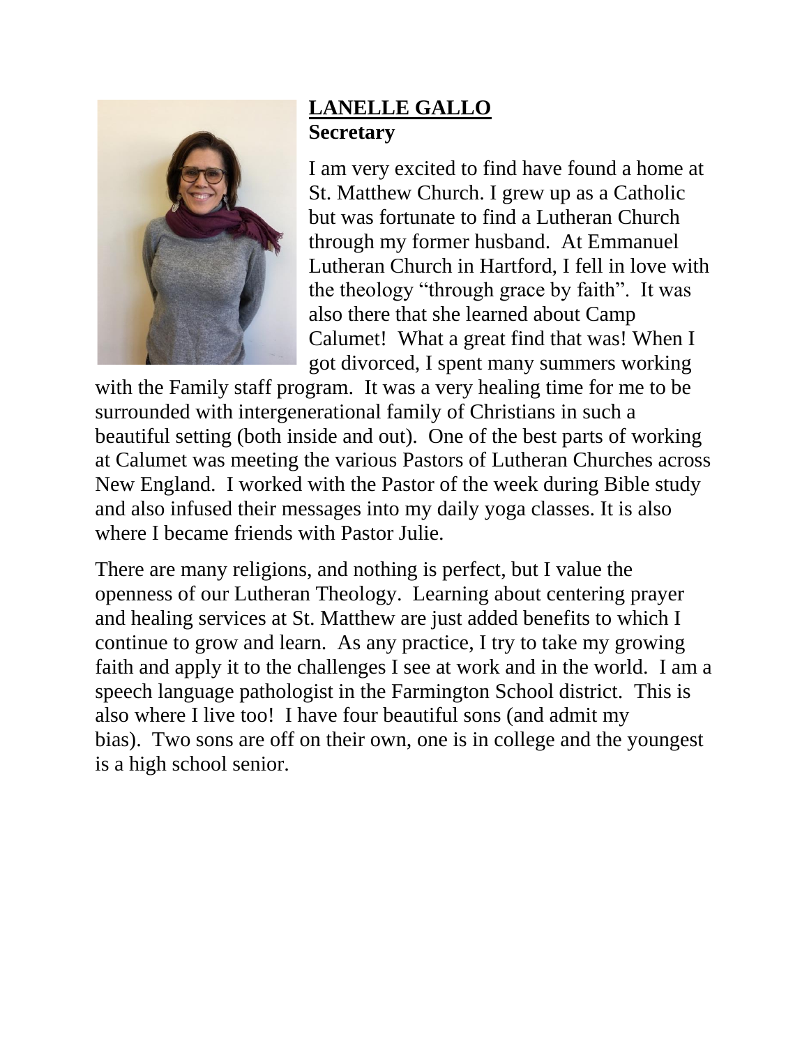**<u>LANELLE GALLO</u>**
**Secretary**

I am very excited to find have found a home at St. Matthew Church. I grew up as a Catholic but was fortunate to find a Lutheran Church through my former husband. At Emmanuel Lutheran Church in Hartford, I fell in love with the theology "through grace by faith". It was also there that she learned about Camp Calumet! What a great find that was! When I got divorced, I spent many summers working with the Family staff program. It was a very healing time for me to be surrounded with intergenerational family of Christians in such a beautiful setting (both inside and out). One of the best parts of working at Calumet was meeting the various Pastors of Lutheran Churches across New England. I worked with the Pastor of the week during Bible study and also infused their messages into my daily yoga classes. It is also where I became friends with Pastor Julie.

There are many religions, and nothing is perfect, but I value the openness of our Lutheran Theology. Learning about centering prayer and healing services at St. Matthew are just added benefits to which I continue to grow and learn. As any practice, I try to take my growing faith and apply it to the challenges I see at work and in the world. I am a speech language pathologist in the Farmington School district. This is also where I live too! I have four beautiful sons (and admit my bias). Two sons are off on their own, one is in college and the youngest is a high school senior.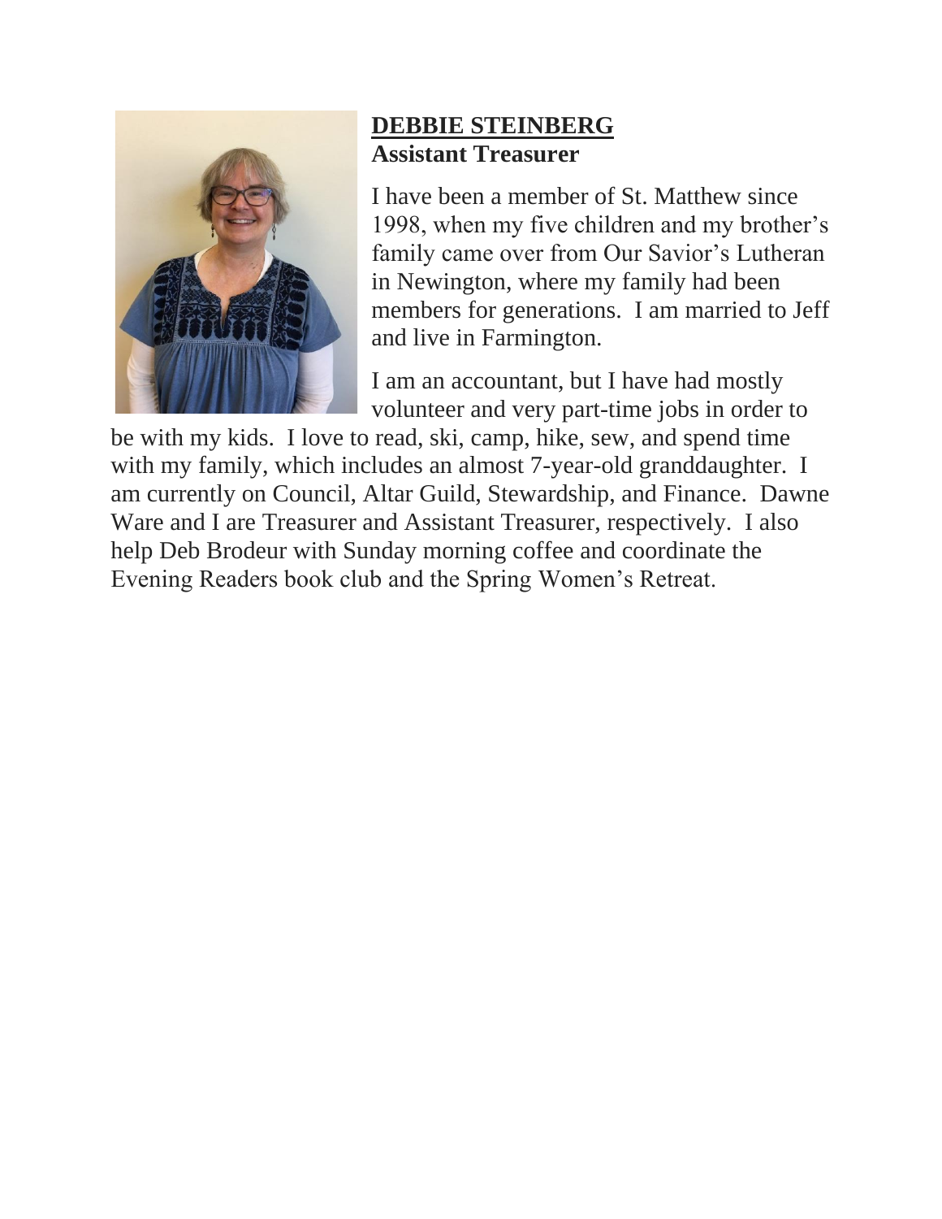## DEBBIE STEINBERG

**Assistant Treasurer**

I have been a member of St. Matthew since 1998, when my five children and my brother's family came over from Our Savior's Lutheran in Newington, where my family had been members for generations. I am married to Jeff and live in Farmington.

I am an accountant, but I have had mostly volunteer and very part-time jobs in order to be with my kids. I love to read, ski, camp, hike, sew, and spend time with my family, which includes an almost 7-year-old granddaughter. I am currently on Council, Altar Guild, Stewardship, and Finance. Dawne Ware and I are Treasurer and Assistant Treasurer, respectively. I also help Deb Brodeur with Sunday morning coffee and coordinate the Evening Readers book club and the Spring Women's Retreat.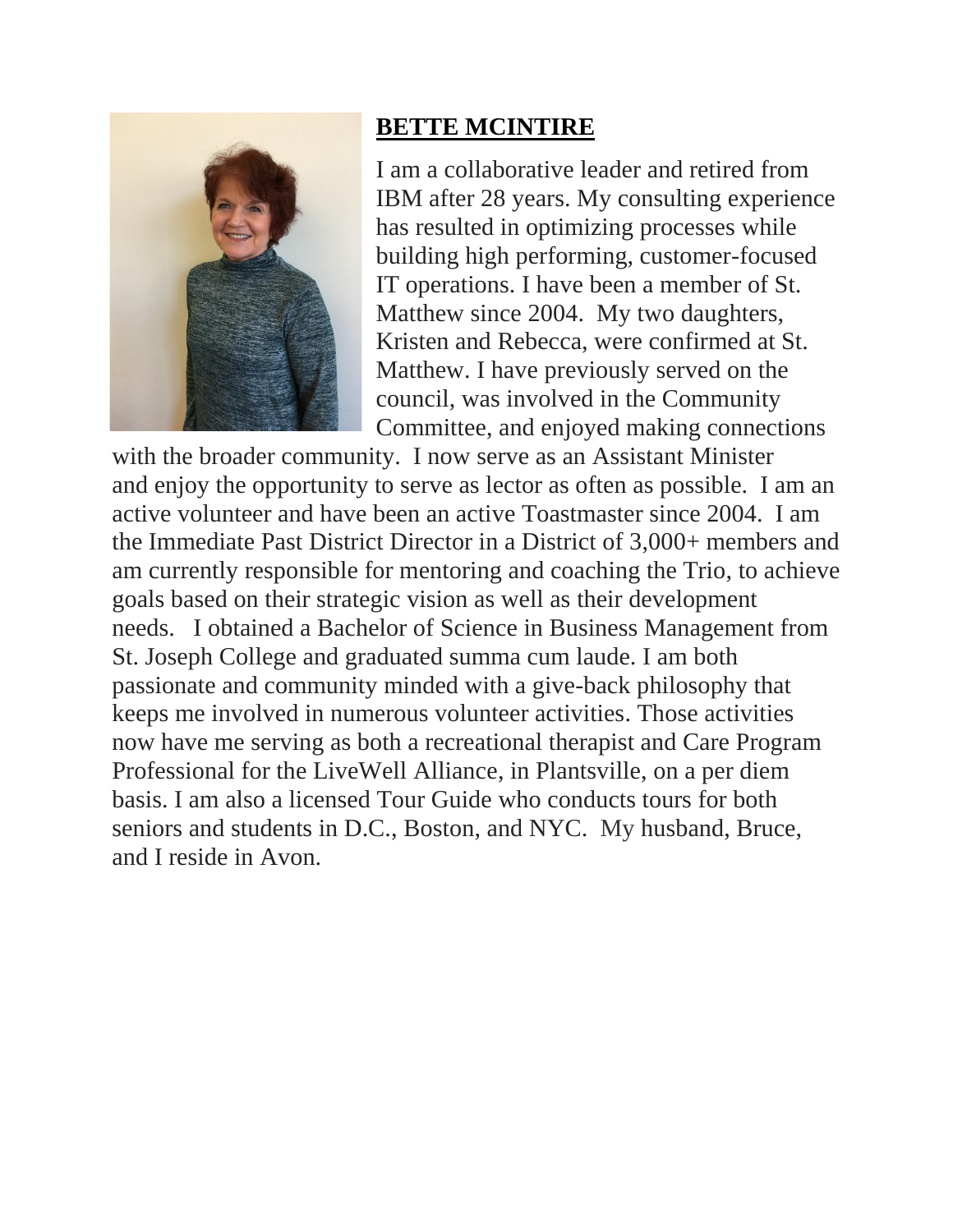**BETTE MCINTIRE**

I am a collaborative leader and retired from IBM after 28 years. My consulting experience has resulted in optimizing processes while building high performing, customer-focused IT operations. I have been a member of St. Matthew since 2004. My two daughters, Kristen and Rebecca, were confirmed at St. Matthew. I have previously served on the council, was involved in the Community Committee, and enjoyed making connections with the broader community. I now serve as an Assistant Minister and enjoy the opportunity to serve as lector as often as possible. I am an active volunteer and have been an active Toastmaster since 2004. I am the Immediate Past District Director in a District of 3,000+ members and am currently responsible for mentoring and coaching the Trio, to achieve goals based on their strategic vision as well as their development needs. I obtained a Bachelor of Science in Business Management from St. Joseph College and graduated summa cum laude. I am both passionate and community minded with a give-back philosophy that keeps me involved in numerous volunteer activities. Those activities now have me serving as both a recreational therapist and Care Program Professional for the LiveWell Alliance, in Plantsville, on a per diem basis. I am also a licensed Tour Guide who conducts tours for both seniors and students in D.C., Boston, and NYC. My husband, Bruce, and I reside in Avon.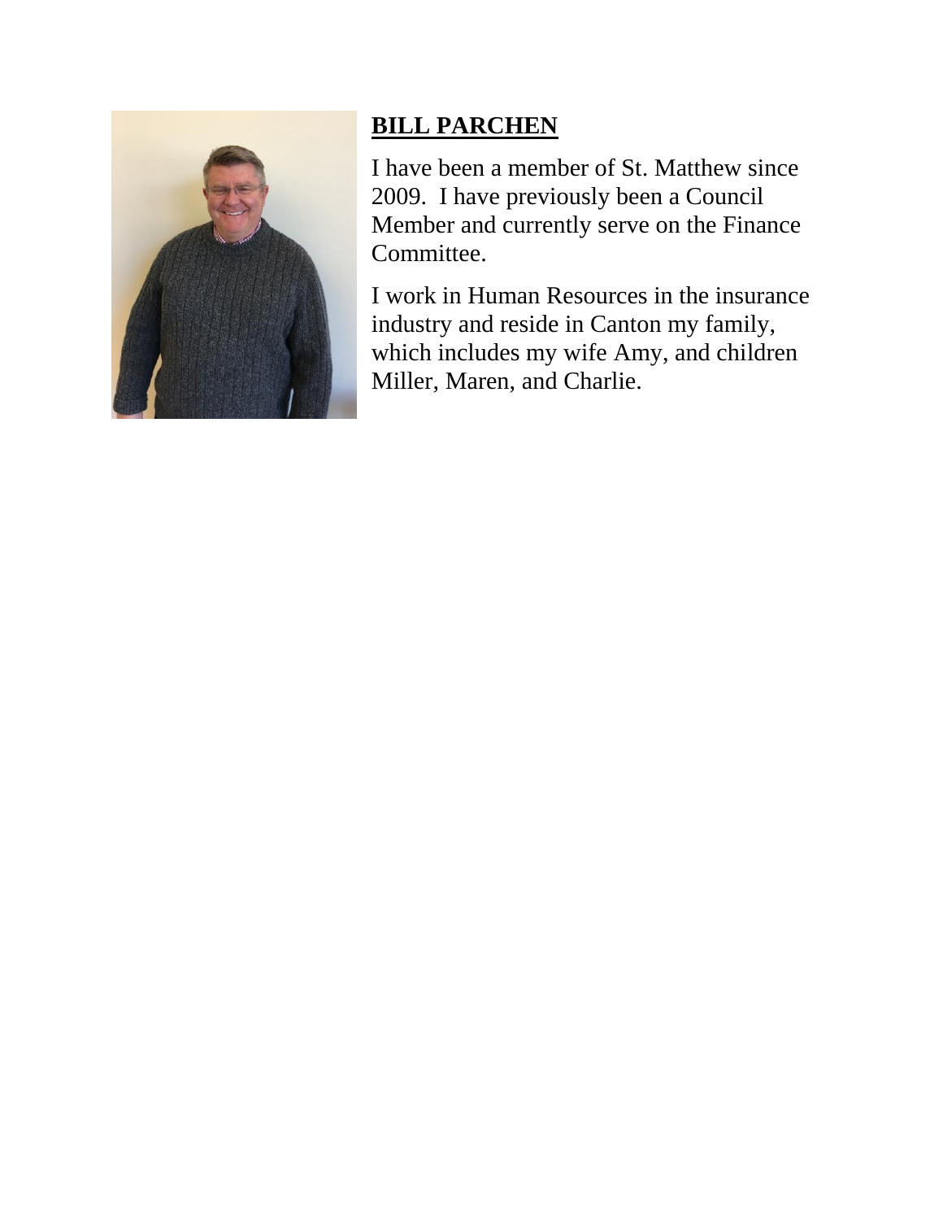**<u>BILL PARCHEN</u>**

I have been a member of St. Matthew since 2009. I have previously been a Council Member and currently serve on the Finance Committee.

I work in Human Resources in the insurance industry and reside in Canton my family, which includes my wife Amy, and children Miller, Maren, and Charlie.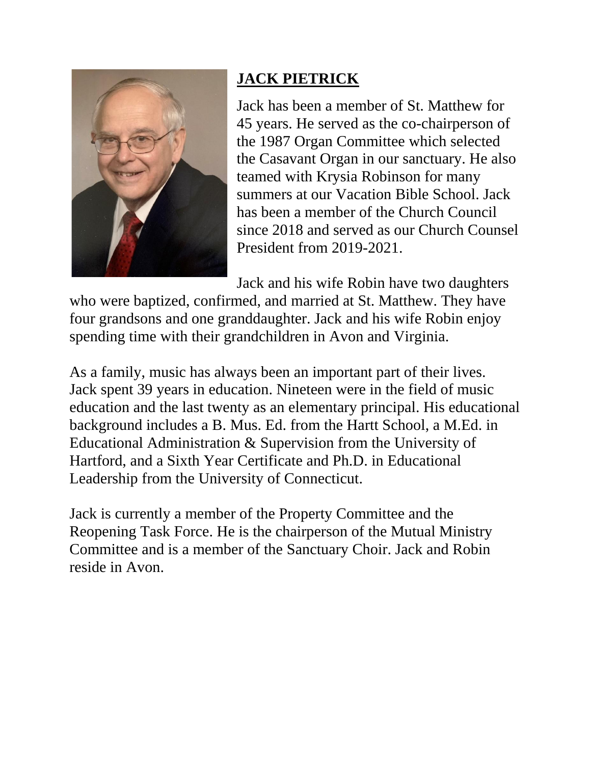**JACK PIETRICK**

Jack has been a member of St. Matthew for 45 years. He served as the co-chairperson of the 1987 Organ Committee which selected the Casavant Organ in our sanctuary. He also teamed with Krysia Robinson for many summers at our Vacation Bible School. Jack has been a member of the Church Council since 2018 and served as our Church Counsel President from 2019-2021.

Jack and his wife Robin have two daughters who were baptized, confirmed, and married at St. Matthew. They have four grandsons and one granddaughter. Jack and his wife Robin enjoy spending time with their grandchildren in Avon and Virginia.

As a family, music has always been an important part of their lives. Jack spent 39 years in education. Nineteen were in the field of music education and the last twenty as an elementary principal. His educational background includes a B. Mus. Ed. from the Hartt School, a M.Ed. in Educational Administration & Supervision from the University of Hartford, and a Sixth Year Certificate and Ph.D. in Educational Leadership from the University of Connecticut.

Jack is currently a member of the Property Committee and the Reopening Task Force. He is the chairperson of the Mutual Ministry Committee and is a member of the Sanctuary Choir. Jack and Robin reside in Avon.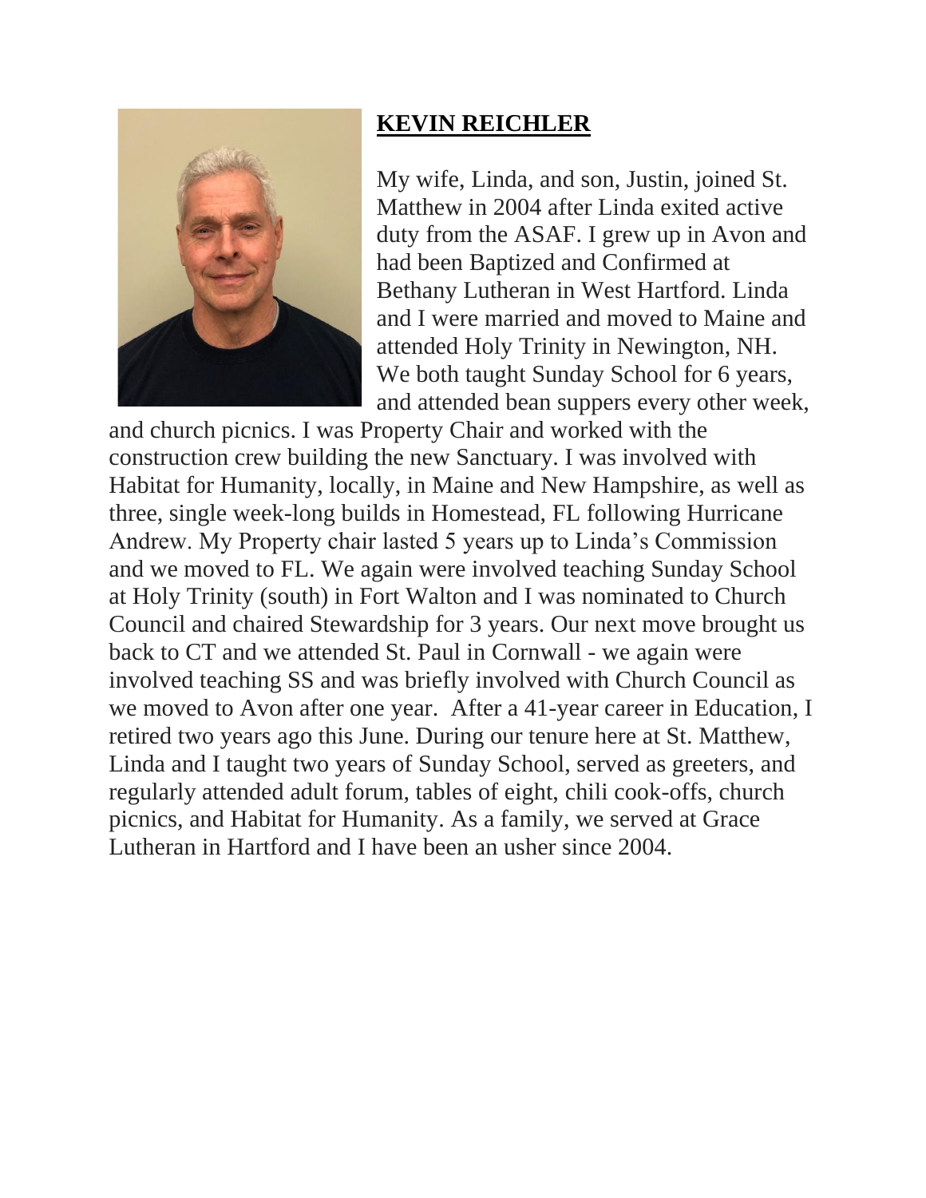**KEVIN REICHLER**

My wife, Linda, and son, Justin, joined St. Matthew in 2004 after Linda exited active duty from the ASAF. I grew up in Avon and had been Baptized and Confirmed at Bethany Lutheran in West Hartford. Linda and I were married and moved to Maine and attended Holy Trinity in Newington, NH. We both taught Sunday School for 6 years, and attended bean suppers every other week, and church picnics. I was Property Chair and worked with the construction crew building the new Sanctuary. I was involved with Habitat for Humanity, locally, in Maine and New Hampshire, as well as three, single week-long builds in Homestead, FL following Hurricane Andrew. My Property chair lasted 5 years up to Linda's Commission and we moved to FL. We again were involved teaching Sunday School at Holy Trinity (south) in Fort Walton and I was nominated to Church Council and chaired Stewardship for 3 years. Our next move brought us back to CT and we attended St. Paul in Cornwall - we again were involved teaching SS and was briefly involved with Church Council as we moved to Avon after one year. After a 41-year career in Education, I retired two years ago this June. During our tenure here at St. Matthew, Linda and I taught two years of Sunday School, served as greeters, and regularly attended adult forum, tables of eight, chili cook-offs, church picnics, and Habitat for Humanity. As a family, we served at Grace Lutheran in Hartford and I have been an usher since 2004.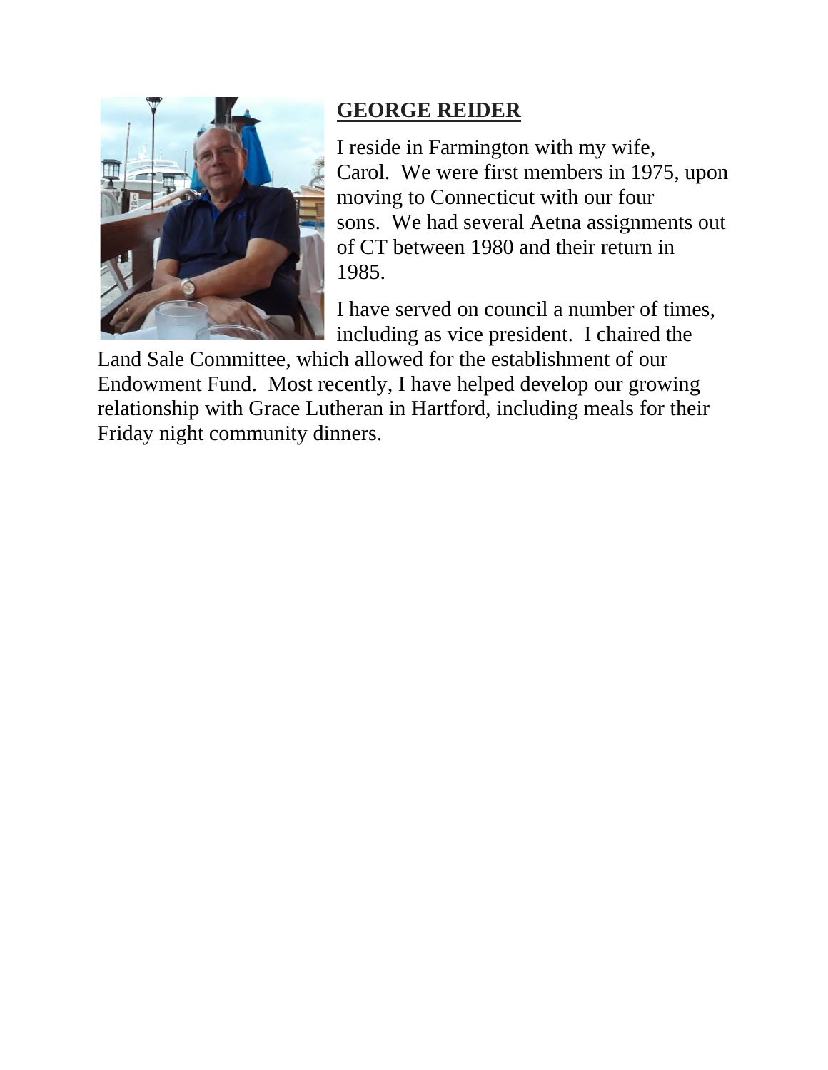## GEORGE REIDER

I reside in Farmington with my wife, Carol. We were first members in 1975, upon moving to Connecticut with our four sons. We had several Aetna assignments out of CT between 1980 and their return in 1985.

I have served on council a number of times, including as vice president. I chaired the Land Sale Committee, which allowed for the establishment of our Endowment Fund. Most recently, I have helped develop our growing relationship with Grace Lutheran in Hartford, including meals for their Friday night community dinners.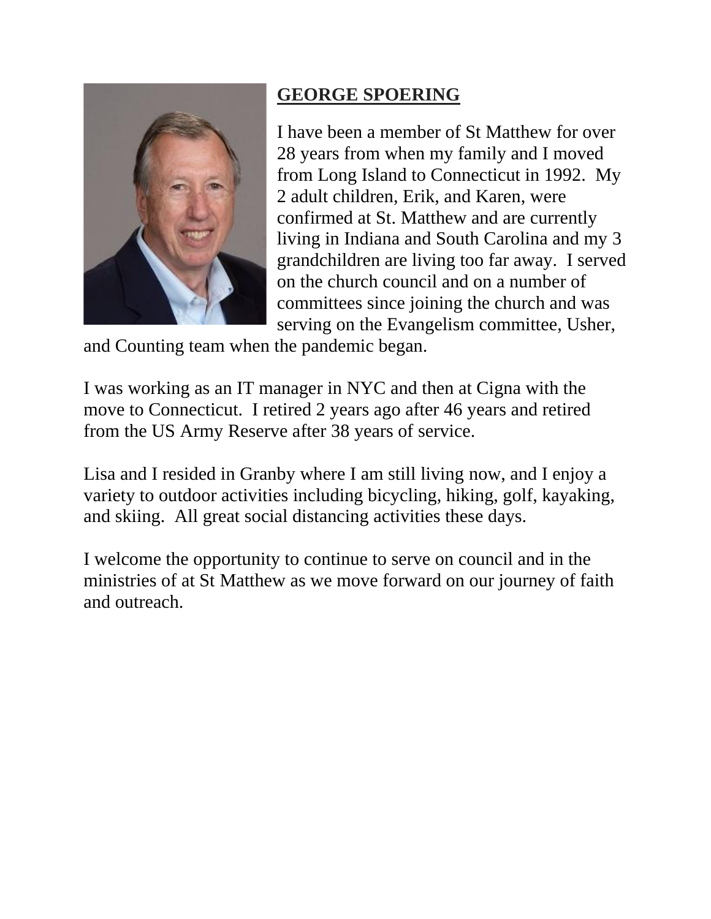## GEORGE SPOERING

I have been a member of St Matthew for over 28 years from when my family and I moved from Long Island to Connecticut in 1992. My 2 adult children, Erik, and Karen, were confirmed at St. Matthew and are currently living in Indiana and South Carolina and my 3 grandchildren are living too far away. I served on the church council and on a number of committees since joining the church and was serving on the Evangelism committee, Usher, and Counting team when the pandemic began.

I was working as an IT manager in NYC and then at Cigna with the move to Connecticut. I retired 2 years ago after 46 years and retired from the US Army Reserve after 38 years of service.

Lisa and I resided in Granby where I am still living now, and I enjoy a variety to outdoor activities including bicycling, hiking, golf, kayaking, and skiing. All great social distancing activities these days.

I welcome the opportunity to continue to serve on council and in the ministries of at St Matthew as we move forward on our journey of faith and outreach.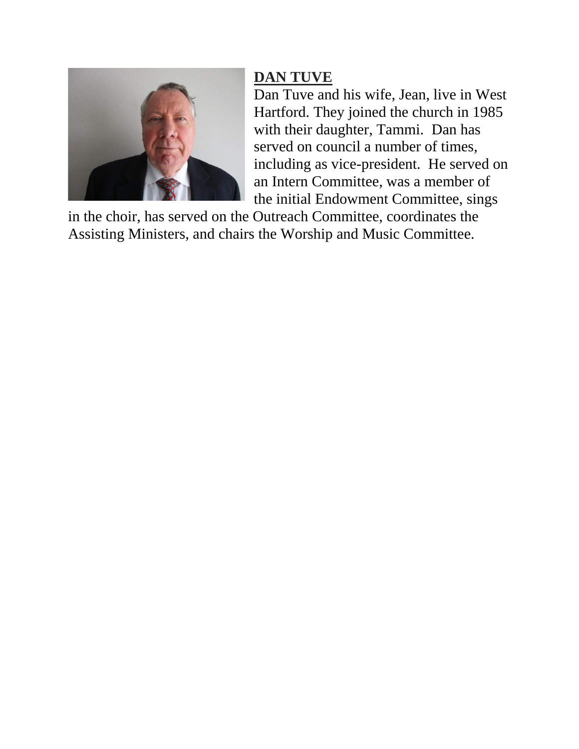**DAN TUVE**

Dan Tuve and his wife, Jean, live in West Hartford. They joined the church in 1985 with their daughter, Tammi. Dan has served on council a number of times, including as vice-president. He served on an Intern Committee, was a member of the initial Endowment Committee, sings in the choir, has served on the Outreach Committee, coordinates the Assisting Ministers, and chairs the Worship and Music Committee.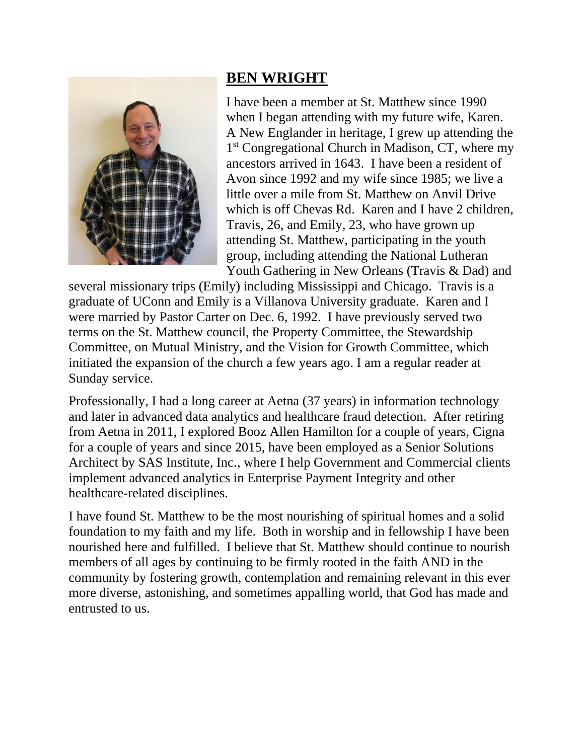## **BEN WRIGHT**

I have been a member at St. Matthew since 1990 when I began attending with my future wife, Karen. A New Englander in heritage, I grew up attending the 1st Congregational Church in Madison, CT, where my ancestors arrived in 1643. I have been a resident of Avon since 1992 and my wife since 1985; we live a little over a mile from St. Matthew on Anvil Drive which is off Chevas Rd. Karen and I have 2 children, Travis, 26, and Emily, 23, who have grown up attending St. Matthew, participating in the youth group, including attending the National Lutheran Youth Gathering in New Orleans (Travis & Dad) and several missionary trips (Emily) including Mississippi and Chicago. Travis is a graduate of UConn and Emily is a Villanova University graduate. Karen and I were married by Pastor Carter on Dec. 6, 1992. I have previously served two terms on the St. Matthew council, the Property Committee, the Stewardship Committee, on Mutual Ministry, and the Vision for Growth Committee, which initiated the expansion of the church a few years ago. I am a regular reader at Sunday service.

Professionally, I had a long career at Aetna (37 years) in information technology and later in advanced data analytics and healthcare fraud detection. After retiring from Aetna in 2011, I explored Booz Allen Hamilton for a couple of years, Cigna for a couple of years and since 2015, have been employed as a Senior Solutions Architect by SAS Institute, Inc., where I help Government and Commercial clients implement advanced analytics in Enterprise Payment Integrity and other healthcare-related disciplines.

I have found St. Matthew to be the most nourishing of spiritual homes and a solid foundation to my faith and my life. Both in worship and in fellowship I have been nourished here and fulfilled. I believe that St. Matthew should continue to nourish members of all ages by continuing to be firmly rooted in the faith AND in the community by fostering growth, contemplation and remaining relevant in this ever more diverse, astonishing, and sometimes appalling world, that God has made and entrusted to us.